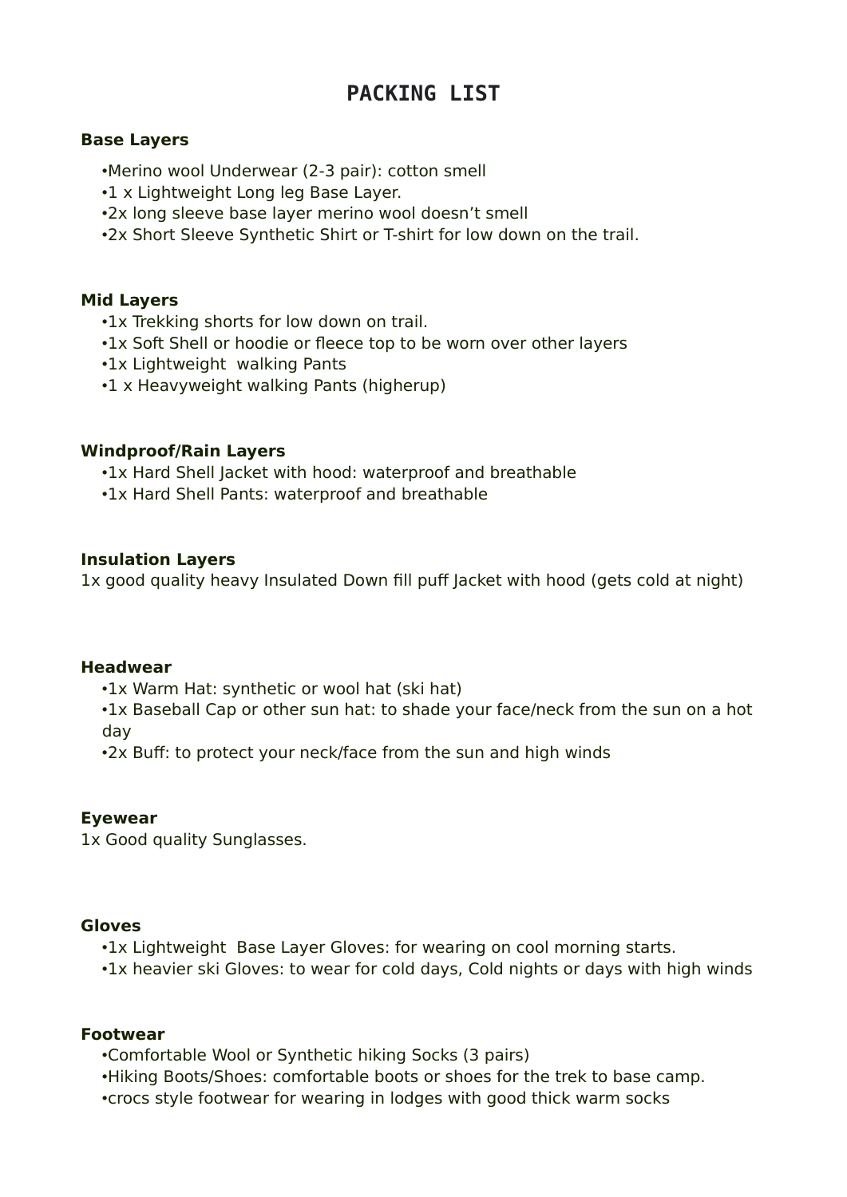# PACKING LIST

**Base Layers**

- Merino wool Underwear (2-3 pair): cotton smell
- 1 x Lightweight Long leg Base Layer.
- 2x long sleeve base layer merino wool doesn't smell
- 2x Short Sleeve Synthetic Shirt or T-shirt for low down on the trail.

**Mid Layers**

- 1x Trekking shorts for low down on trail.
- 1x Soft Shell or hoodie or fleece top to be worn over other layers
- 1x Lightweight walking Pants
- 1 x Heavyweight walking Pants (higherup)

**Windproof/Rain Layers**

- 1x Hard Shell Jacket with hood: waterproof and breathable
- 1x Hard Shell Pants: waterproof and breathable

**Insulation Layers**

1x good quality heavy Insulated Down fill puff Jacket with hood (gets cold at night)

**Headwear**

- 1x Warm Hat: synthetic or wool hat (ski hat)
- 1x Baseball Cap or other sun hat: to shade your face/neck from the sun on a hot day
- 2x Buff: to protect your neck/face from the sun and high winds

**Eyewear**

1x Good quality Sunglasses.

**Gloves**

- 1x Lightweight Base Layer Gloves: for wearing on cool morning starts.
- 1x heavier ski Gloves: to wear for cold days, Cold nights or days with high winds

**Footwear**

- Comfortable Wool or Synthetic hiking Socks (3 pairs)
- Hiking Boots/Shoes: comfortable boots or shoes for the trek to base camp.
- crocs style footwear for wearing in lodges with good thick warm socks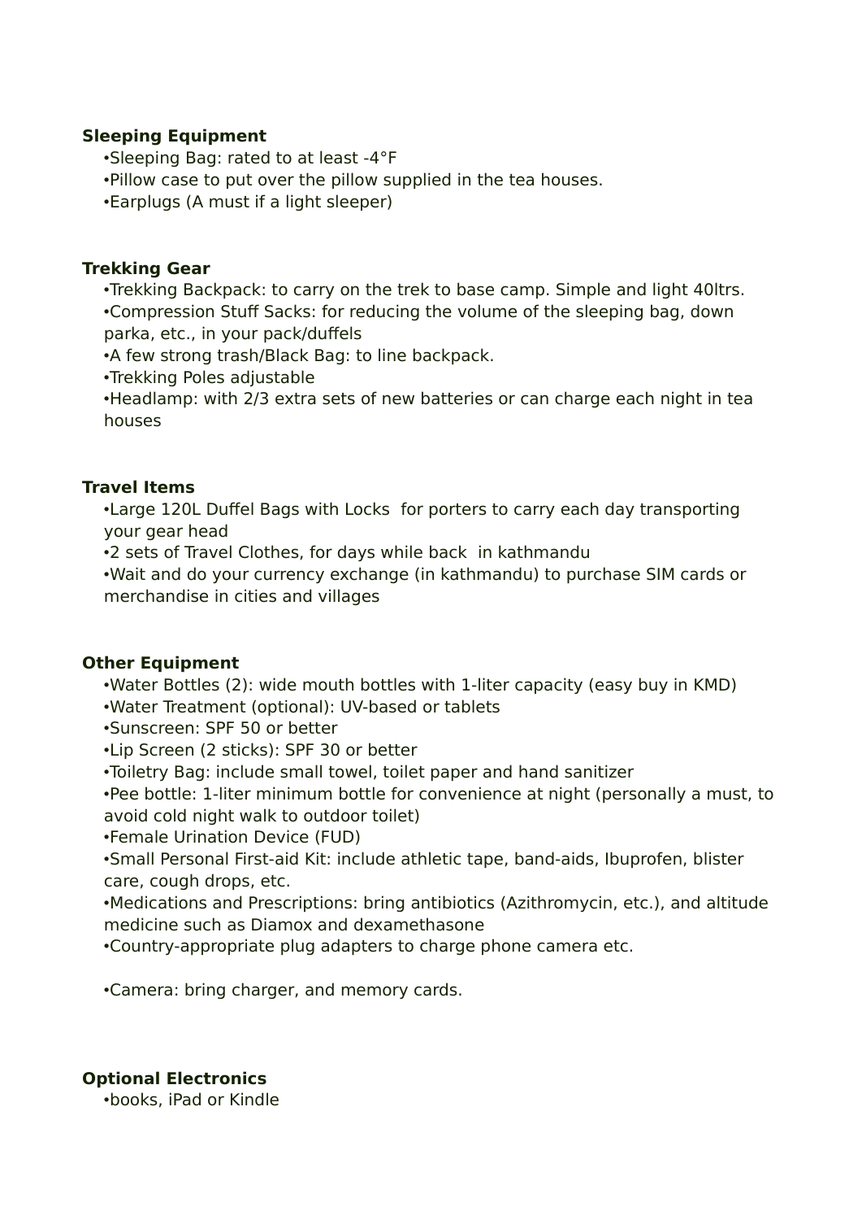**Sleeping Equipment**

- •Sleeping Bag: rated to at least -4°F
- •Pillow case to put over the pillow supplied in the tea houses.
- •Earplugs (A must if a light sleeper)

**Trekking Gear**

- •Trekking Backpack: to carry on the trek to base camp. Simple and light 40ltrs.
- •Compression Stuff Sacks: for reducing the volume of the sleeping bag, down parka, etc., in your pack/duffels
- •A few strong trash/Black Bag: to line backpack.
- •Trekking Poles adjustable
- •Headlamp: with 2/3 extra sets of new batteries or can charge each night in tea houses

**Travel Items**

- •Large 120L Duffel Bags with Locks for porters to carry each day transporting your gear head
- •2 sets of Travel Clothes, for days while back in kathmandu
- •Wait and do your currency exchange (in kathmandu) to purchase SIM cards or merchandise in cities and villages

**Other Equipment**

- •Water Bottles (2): wide mouth bottles with 1-liter capacity (easy buy in KMD)
- •Water Treatment (optional): UV-based or tablets
- •Sunscreen: SPF 50 or better
- •Lip Screen (2 sticks): SPF 30 or better
- •Toiletry Bag: include small towel, toilet paper and hand sanitizer
- •Pee bottle: 1-liter minimum bottle for convenience at night (personally a must, to avoid cold night walk to outdoor toilet)
- •Female Urination Device (FUD)
- •Small Personal First-aid Kit: include athletic tape, band-aids, Ibuprofen, blister care, cough drops, etc.
- •Medications and Prescriptions: bring antibiotics (Azithromycin, etc.), and altitude medicine such as Diamox and dexamethasone
- •Country-appropriate plug adapters to charge phone camera etc.
- •Camera: bring charger, and memory cards.

**Optional Electronics**

- •books, iPad or Kindle